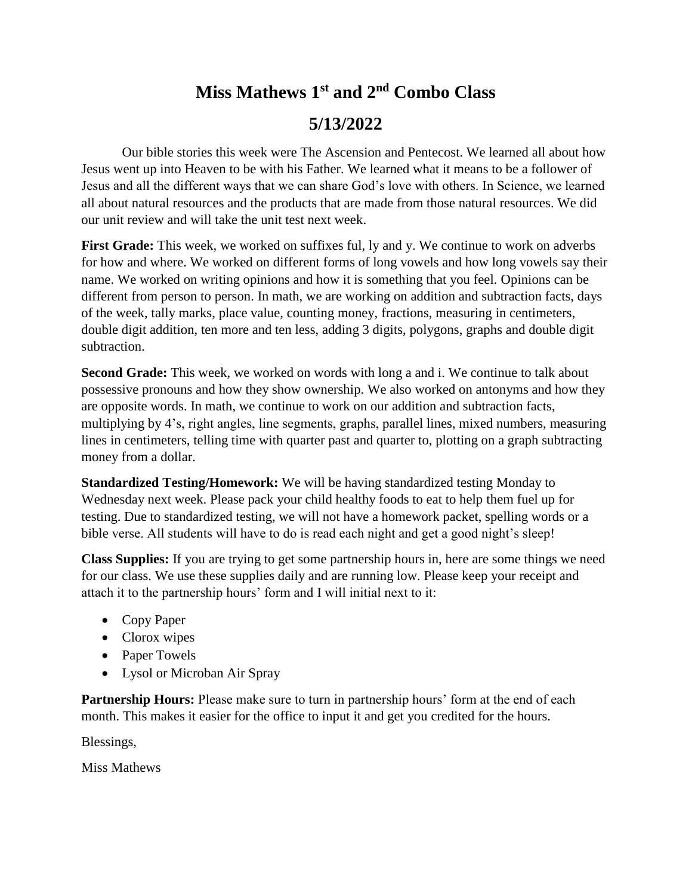# Miss Mathews 1st and 2nd Combo Class

## 5/13/2022

Our bible stories this week were The Ascension and Pentecost. We learned all about how Jesus went up into Heaven to be with his Father. We learned what it means to be a follower of Jesus and all the different ways that we can share God's love with others. In Science, we learned all about natural resources and the products that are made from those natural resources. We did our unit review and will take the unit test next week.

**First Grade:** This week, we worked on suffixes ful, ly and y. We continue to work on adverbs for how and where. We worked on different forms of long vowels and how long vowels say their name. We worked on writing opinions and how it is something that you feel. Opinions can be different from person to person. In math, we are working on addition and subtraction facts, days of the week, tally marks, place value, counting money, fractions, measuring in centimeters, double digit addition, ten more and ten less, adding 3 digits, polygons, graphs and double digit subtraction.

**Second Grade:** This week, we worked on words with long a and i. We continue to talk about possessive pronouns and how they show ownership. We also worked on antonyms and how they are opposite words. In math, we continue to work on our addition and subtraction facts, multiplying by 4's, right angles, line segments, graphs, parallel lines, mixed numbers, measuring lines in centimeters, telling time with quarter past and quarter to, plotting on a graph subtracting money from a dollar.

**Standardized Testing/Homework:** We will be having standardized testing Monday to Wednesday next week. Please pack your child healthy foods to eat to help them fuel up for testing. Due to standardized testing, we will not have a homework packet, spelling words or a bible verse. All students will have to do is read each night and get a good night's sleep!

**Class Supplies:** If you are trying to get some partnership hours in, here are some things we need for our class. We use these supplies daily and are running low. Please keep your receipt and attach it to the partnership hours' form and I will initial next to it:

- Copy Paper
- Clorox wipes
- Paper Towels
- Lysol or Microban Air Spray

**Partnership Hours:** Please make sure to turn in partnership hours' form at the end of each month. This makes it easier for the office to input it and get you credited for the hours.

Blessings,

Miss Mathews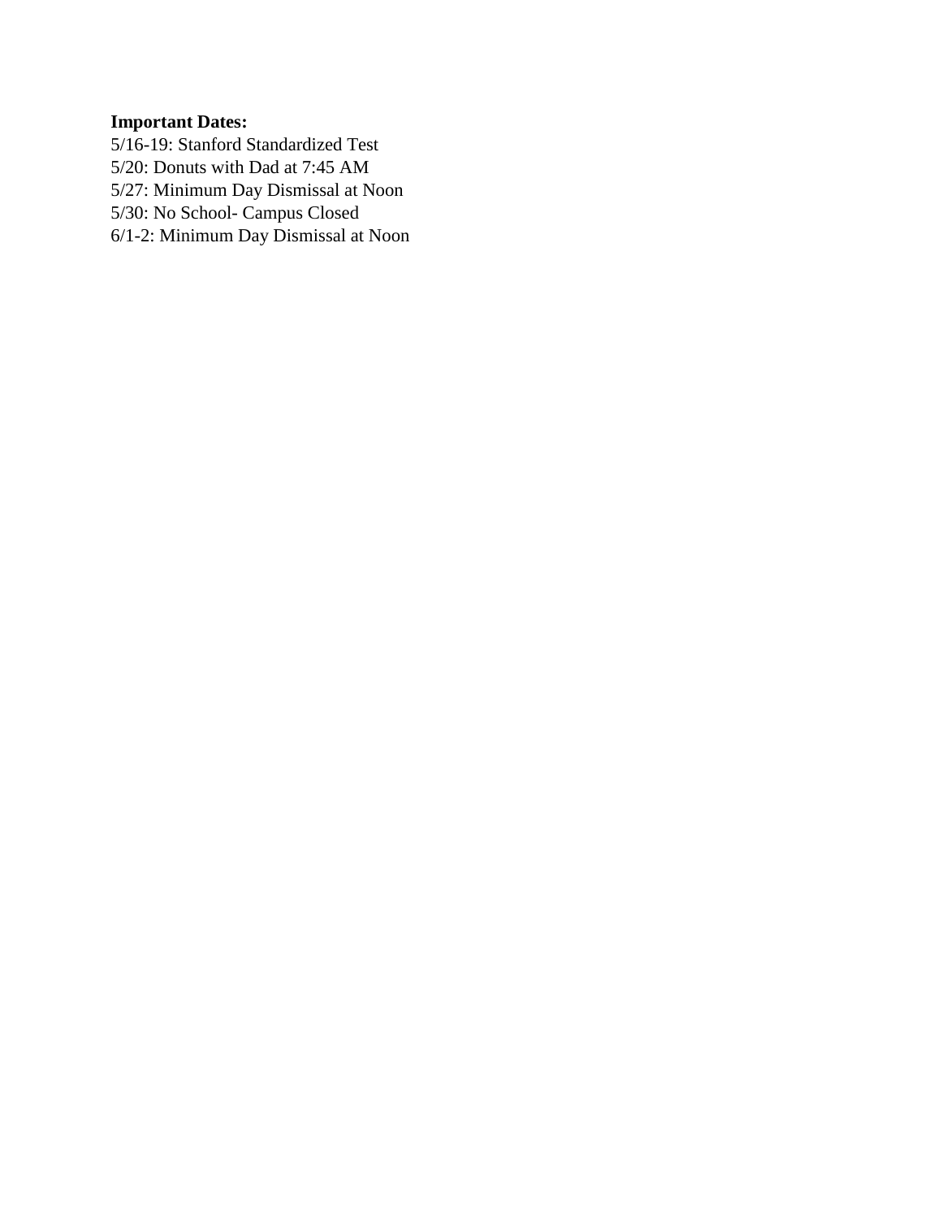**Important Dates:**

5/16-19: Stanford Standardized Test
5/20: Donuts with Dad at 7:45 AM
5/27: Minimum Day Dismissal at Noon
5/30: No School- Campus Closed
6/1-2: Minimum Day Dismissal at Noon